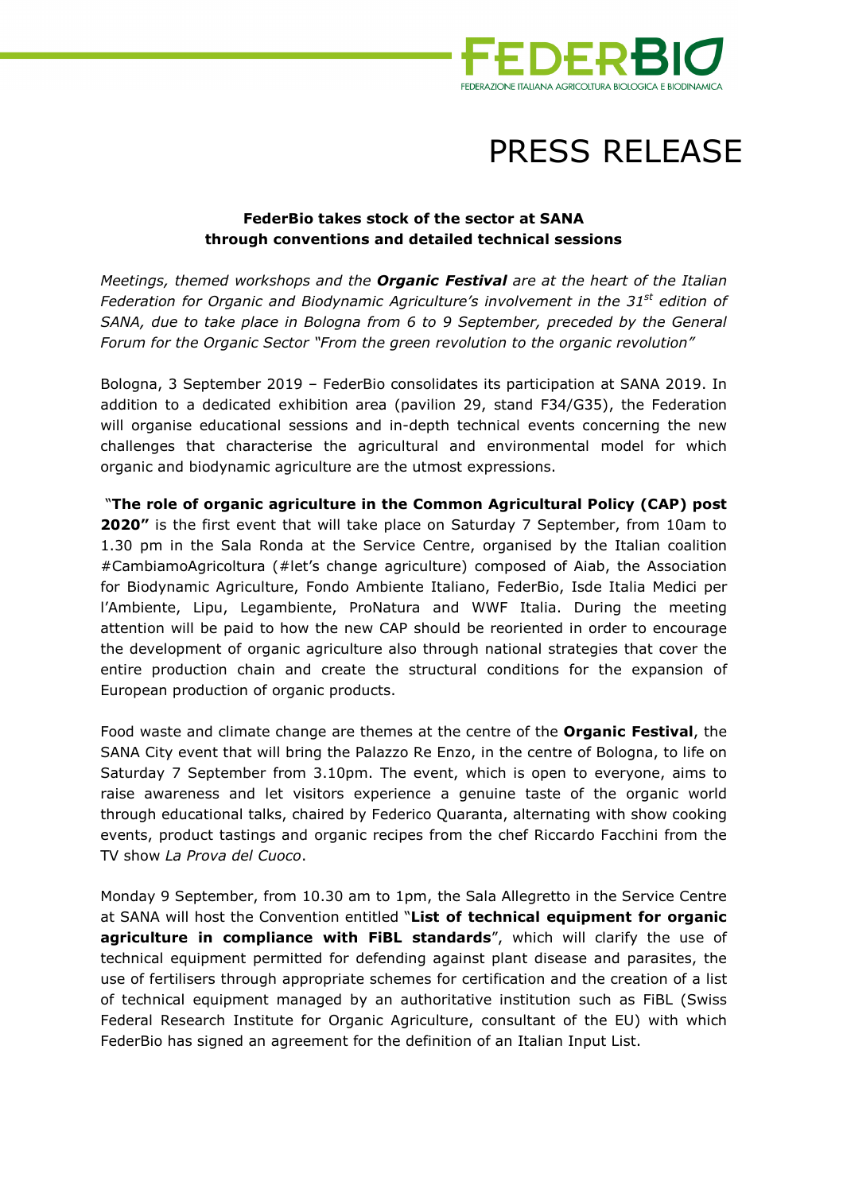# PRESS RELEASE

**FederBio takes stock of the sector at SANA through conventions and detailed technical sessions**

*Meetings, themed workshops and the* ***Organic Festival*** *are at the heart of the Italian Federation for Organic and Biodynamic Agriculture's involvement in the 31st edition of SANA, due to take place in Bologna from 6 to 9 September, preceded by the General Forum for the Organic Sector "From the green revolution to the organic revolution"*

Bologna, 3 September 2019 – FederBio consolidates its participation at SANA 2019. In addition to a dedicated exhibition area (pavilion 29, stand F34/G35), the Federation will organise educational sessions and in-depth technical events concerning the new challenges that characterise the agricultural and environmental model for which organic and biodynamic agriculture are the utmost expressions.

"**The role of organic agriculture in the Common Agricultural Policy (CAP) post 2020"** is the first event that will take place on Saturday 7 September, from 10am to 1.30 pm in the Sala Ronda at the Service Centre, organised by the Italian coalition #CambiamoAgricoltura (#let's change agriculture) composed of Aiab, the Association for Biodynamic Agriculture, Fondo Ambiente Italiano, FederBio, Isde Italia Medici per l'Ambiente, Lipu, Legambiente, ProNatura and WWF Italia. During the meeting attention will be paid to how the new CAP should be reoriented in order to encourage the development of organic agriculture also through national strategies that cover the entire production chain and create the structural conditions for the expansion of European production of organic products.

Food waste and climate change are themes at the centre of the **Organic Festival**, the SANA City event that will bring the Palazzo Re Enzo, in the centre of Bologna, to life on Saturday 7 September from 3.10pm. The event, which is open to everyone, aims to raise awareness and let visitors experience a genuine taste of the organic world through educational talks, chaired by Federico Quaranta, alternating with show cooking events, product tastings and organic recipes from the chef Riccardo Facchini from the TV show *La Prova del Cuoco*.

Monday 9 September, from 10.30 am to 1pm, the Sala Allegretto in the Service Centre at SANA will host the Convention entitled "**List of technical equipment for organic agriculture in compliance with FiBL standards**", which will clarify the use of technical equipment permitted for defending against plant disease and parasites, the use of fertilisers through appropriate schemes for certification and the creation of a list of technical equipment managed by an authoritative institution such as FiBL (Swiss Federal Research Institute for Organic Agriculture, consultant of the EU) with which FederBio has signed an agreement for the definition of an Italian Input List.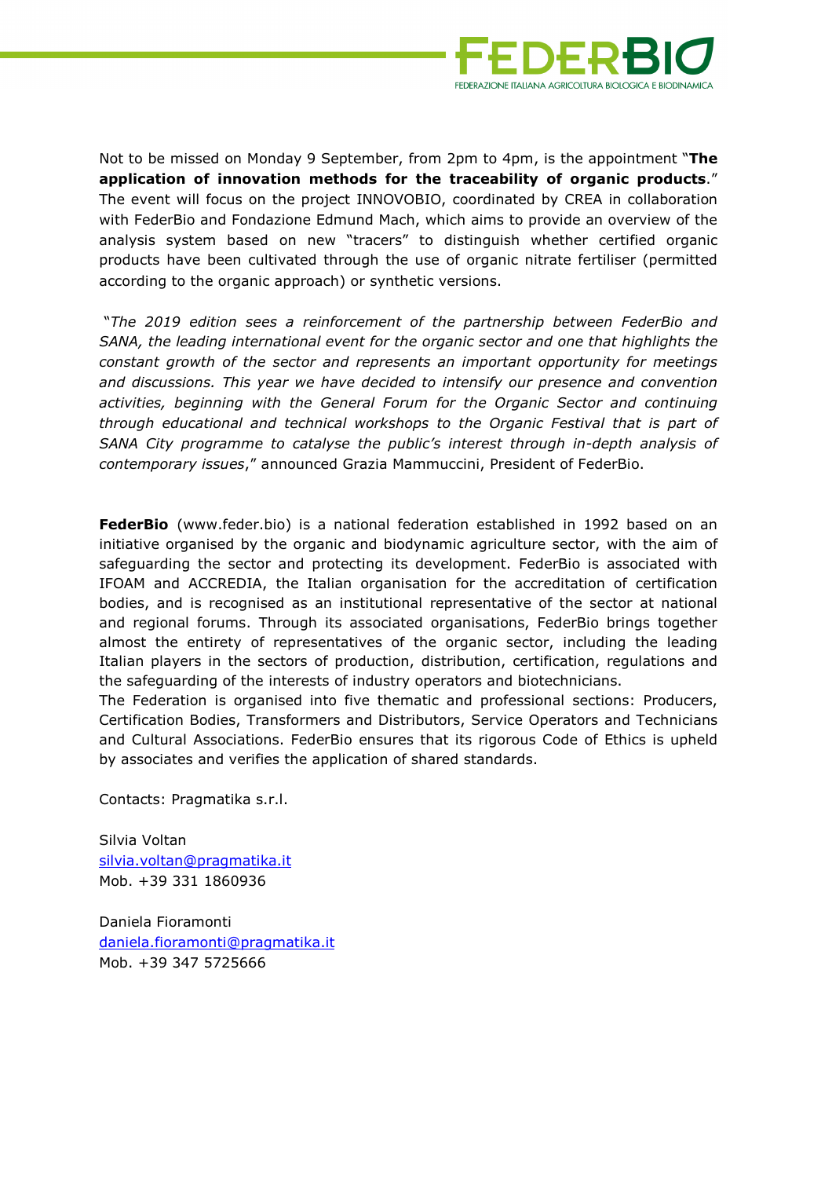Not to be missed on Monday 9 September, from 2pm to 4pm, is the appointment "**The application of innovation methods for the traceability of organic products**." The event will focus on the project INNOVOBIO, coordinated by CREA in collaboration with FederBio and Fondazione Edmund Mach, which aims to provide an overview of the analysis system based on new "tracers" to distinguish whether certified organic products have been cultivated through the use of organic nitrate fertiliser (permitted according to the organic approach) or synthetic versions.

"*The 2019 edition sees a reinforcement of the partnership between FederBio and SANA, the leading international event for the organic sector and one that highlights the constant growth of the sector and represents an important opportunity for meetings and discussions. This year we have decided to intensify our presence and convention activities, beginning with the General Forum for the Organic Sector and continuing through educational and technical workshops to the Organic Festival that is part of SANA City programme to catalyse the public's interest through in-depth analysis of contemporary issues*," announced Grazia Mammuccini, President of FederBio.

**FederBio** (www.feder.bio) is a national federation established in 1992 based on an initiative organised by the organic and biodynamic agriculture sector, with the aim of safeguarding the sector and protecting its development. FederBio is associated with IFOAM and ACCREDIA, the Italian organisation for the accreditation of certification bodies, and is recognised as an institutional representative of the sector at national and regional forums. Through its associated organisations, FederBio brings together almost the entirety of representatives of the organic sector, including the leading Italian players in the sectors of production, distribution, certification, regulations and the safeguarding of the interests of industry operators and biotechnicians.
The Federation is organised into five thematic and professional sections: Producers, Certification Bodies, Transformers and Distributors, Service Operators and Technicians and Cultural Associations. FederBio ensures that its rigorous Code of Ethics is upheld by associates and verifies the application of shared standards.

Contacts: Pragmatika s.r.l.

Silvia Voltan
silvia.voltan@pragmatika.it
Mob. +39 331 1860936

Daniela Fioramonti
daniela.fioramonti@pragmatika.it
Mob. +39 347 5725666